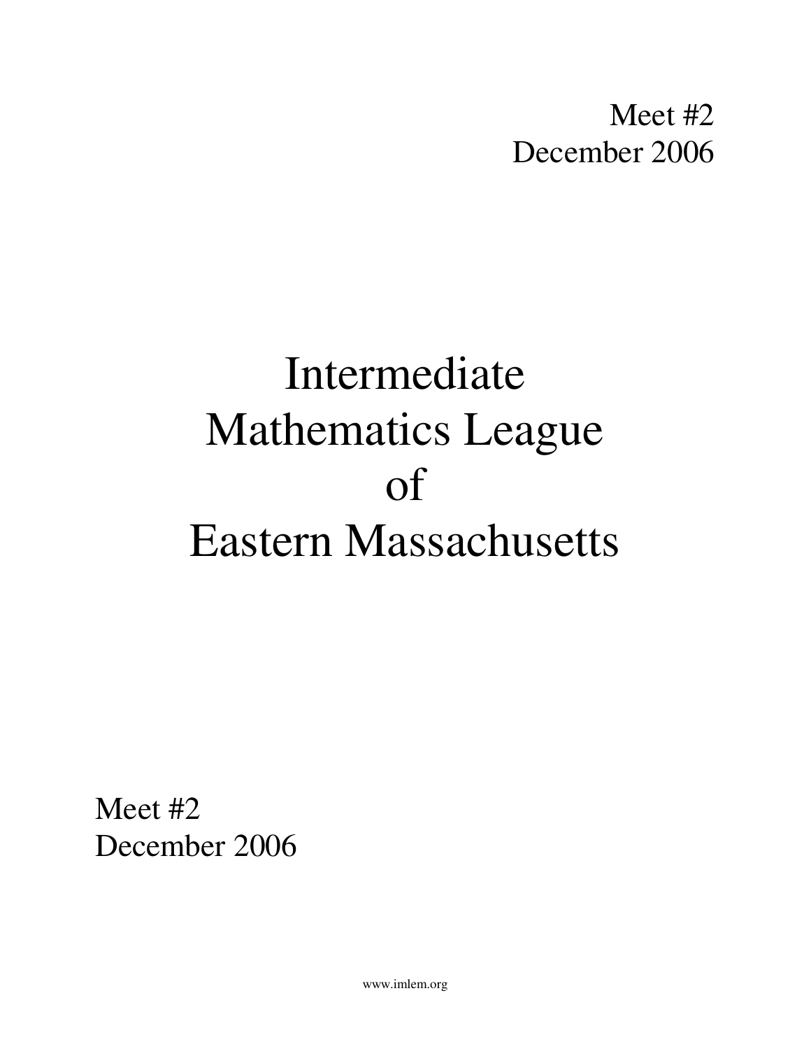Meet #2
December 2006

# Intermediate Mathematics League of Eastern Massachusetts

Meet #2
December 2006

www.imlem.org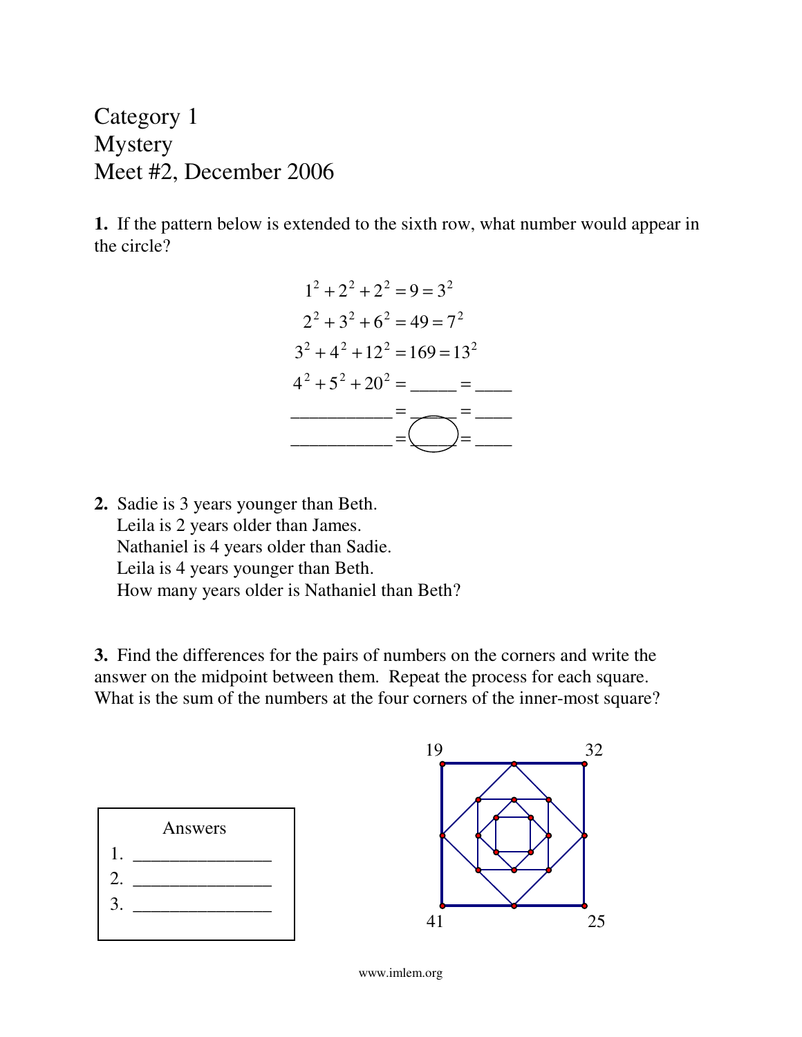Category 1
Mystery
Meet #2, December 2006

**1.** If the pattern below is extended to the sixth row, what number would appear in the circle?

$$1^2 + 2^2 + 2^2 = 9 = 3^2$$
$$2^2 + 3^2 + 6^2 = 49 = 7^2$$
$$3^2 + 4^2 + 12^2 = 169 = 13^2$$
$$4^2 + 5^2 + 20^2 = \_\_\_\_\_ = \_\_\_\_$$
$$\_\_\_\_\_\_\_\_\_\_\_ = \_\_\_\_\_ = \_\_\_\_$$
$$\_\_\_\_\_\_\_\_\_\_\_ = \bigcirc = \_\_\_\_$$

**2.** Sadie is 3 years younger than Beth.
Leila is 2 years older than James.
Nathaniel is 4 years older than Sadie.
Leila is 4 years younger than Beth.
How many years older is Nathaniel than Beth?

**3.** Find the differences for the pairs of numbers on the corners and write the answer on the midpoint between them. Repeat the process for each square. What is the sum of the numbers at the four corners of the inner-most square?

Corner numbers of the outer square: 19 (top left), 32 (top right), 41 (bottom left), 25 (bottom right)

| Answers |
|---|
| 1. _______________ |
| 2. _______________ |
| 3. _______________ |

www.imlem.org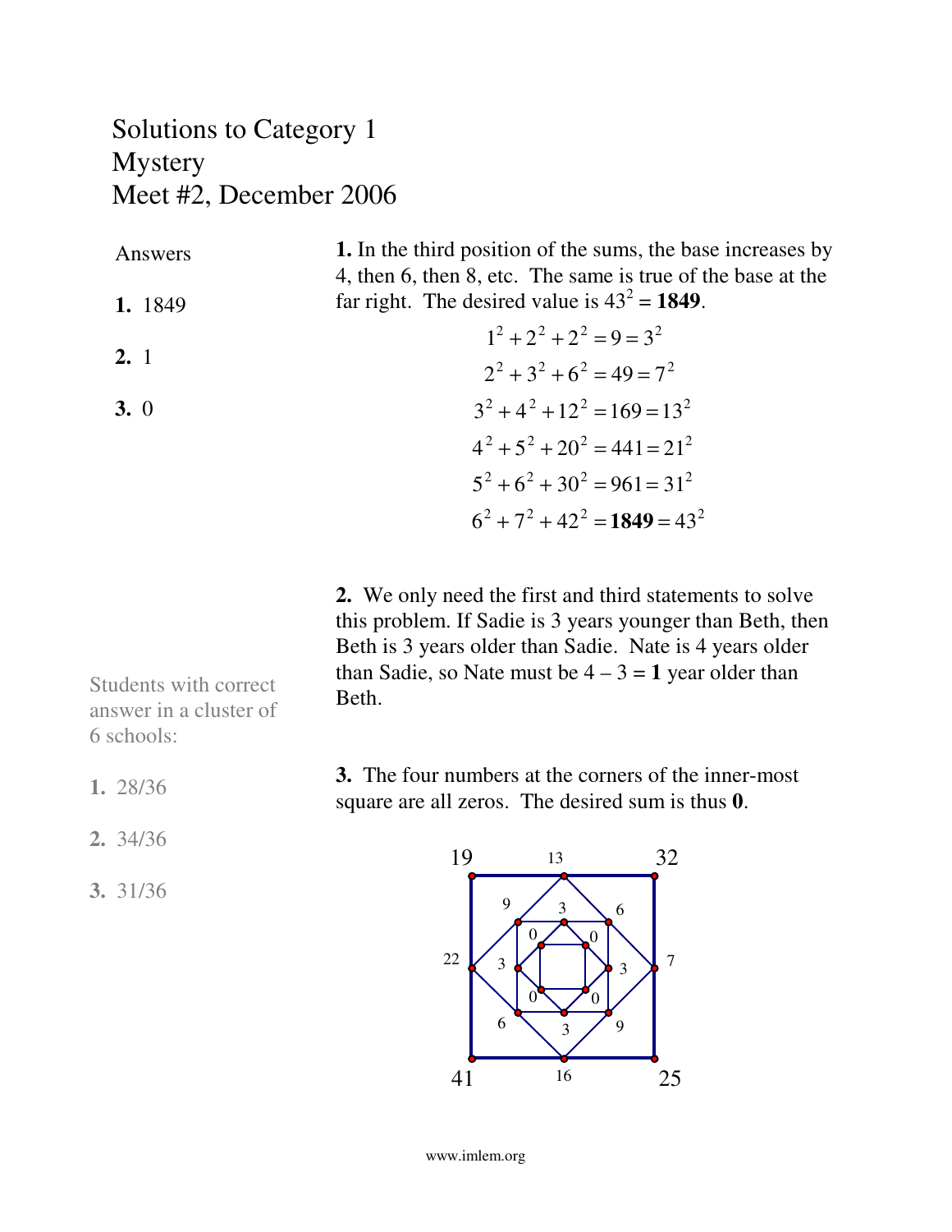# Solutions to Category 1
# Mystery
# Meet #2, December 2006

Answers

**1.** 1849

**2.** 1

**3.** 0

**1.** In the third position of the sums, the base increases by 4, then 6, then 8, etc. The same is true of the base at the far right. The desired value is $43^2 = \mathbf{1849}$.

$$1^2 + 2^2 + 2^2 = 9 = 3^2$$
$$2^2 + 3^2 + 6^2 = 49 = 7^2$$
$$3^2 + 4^2 + 12^2 = 169 = 13^2$$
$$4^2 + 5^2 + 20^2 = 441 = 21^2$$
$$5^2 + 6^2 + 30^2 = 961 = 31^2$$
$$6^2 + 7^2 + 42^2 = \mathbf{1849} = 43^2$$

**2.** We only need the first and third statements to solve this problem. If Sadie is 3 years younger than Beth, then Beth is 3 years older than Sadie. Nate is 4 years older than Sadie, so Nate must be $4 - 3 = \mathbf{1}$ year older than Beth.

Students with correct answer in a cluster of 6 schools:

**1.** 28/36

**2.** 34/36

**3.** 31/36

**3.** The four numbers at the corners of the inner-most square are all zeros. The desired sum is thus **0**.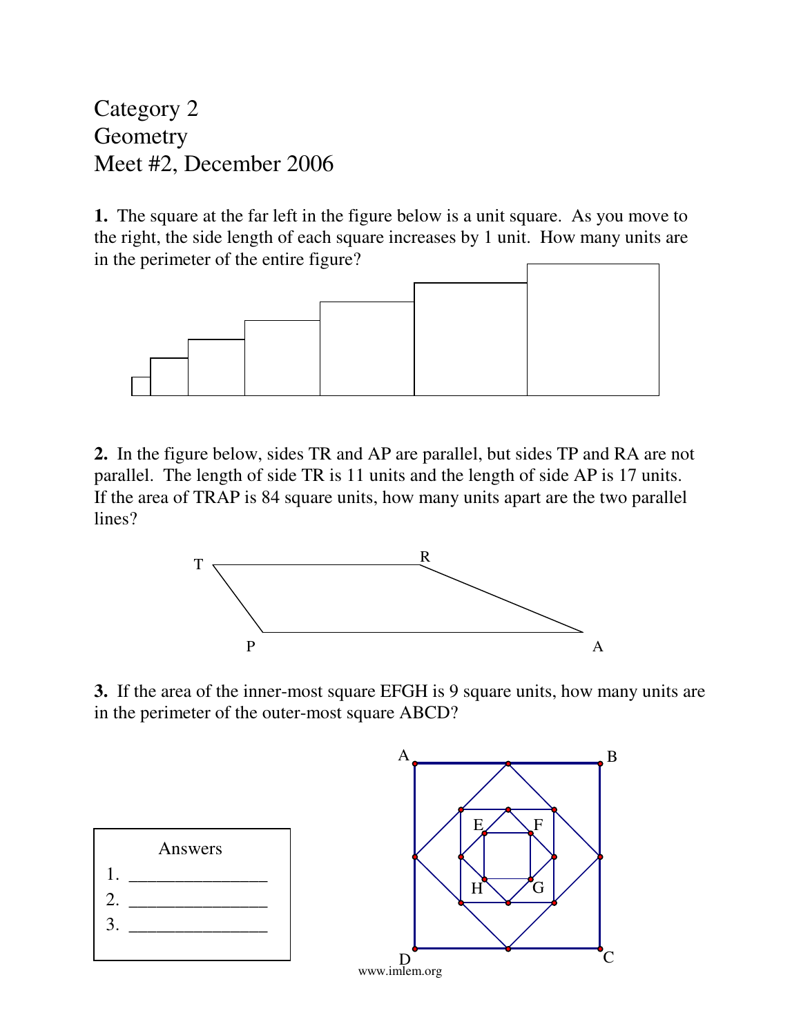Category 2
Geometry
Meet #2, December 2006

**1.** The square at the far left in the figure below is a unit square. As you move to the right, the side length of each square increases by 1 unit. How many units are in the perimeter of the entire figure?

**2.** In the figure below, sides TR and AP are parallel, but sides TP and RA are not parallel. The length of side TR is 11 units and the length of side AP is 17 units. If the area of TRAP is 84 square units, how many units apart are the two parallel lines?

**3.** If the area of the inner-most square EFGH is 9 square units, how many units are in the perimeter of the outer-most square ABCD?

| Answers |
| --- |
| 1. _______________ |
| 2. _______________ |
| 3. _______________ |

www.imlem.org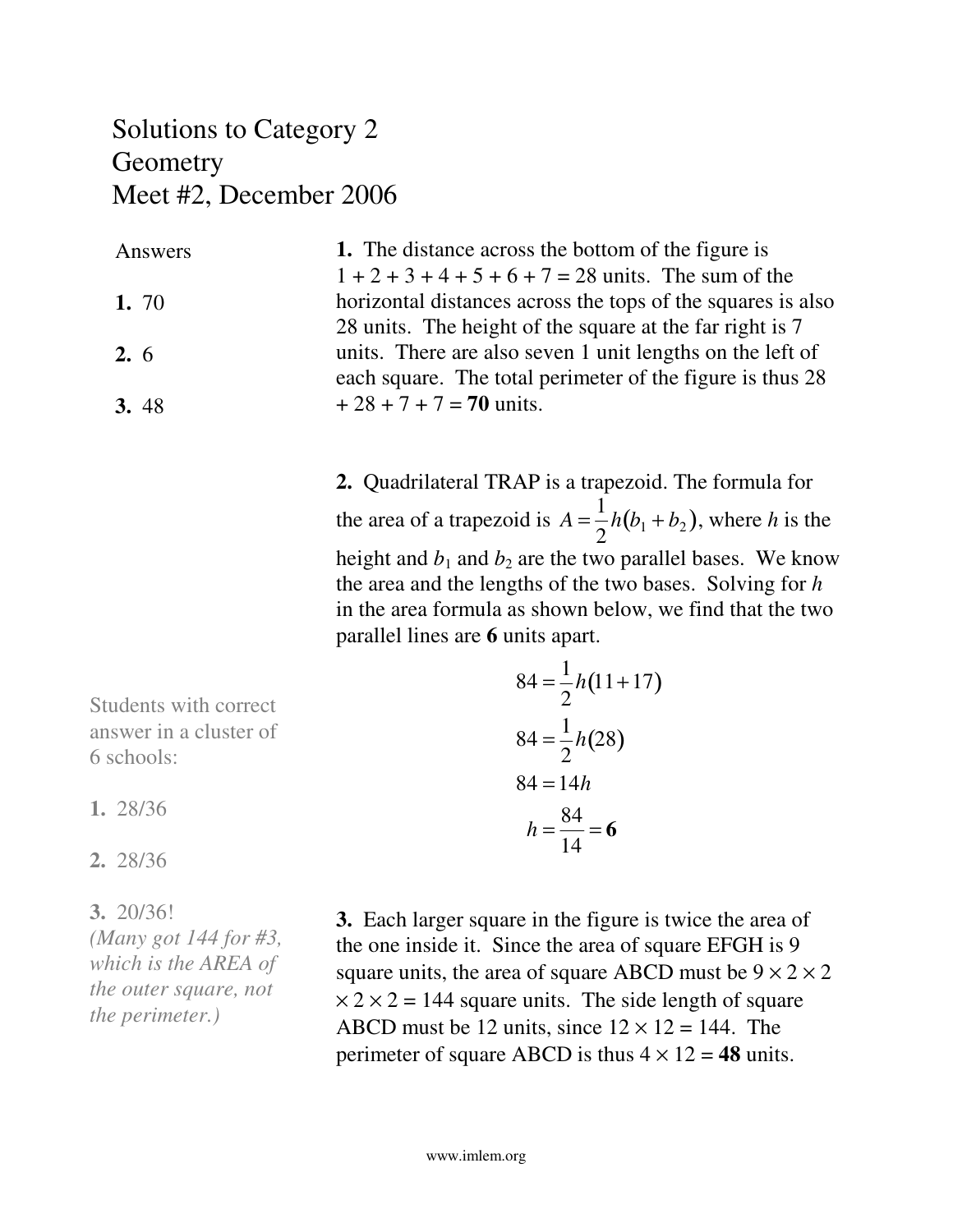# Solutions to Category 2
# Geometry
# Meet #2, December 2006

Answers

**1.** 70

**2.** 6

**3.** 48

**1.** The distance across the bottom of the figure is $1 + 2 + 3 + 4 + 5 + 6 + 7 = 28$ units. The sum of the horizontal distances across the tops of the squares is also 28 units. The height of the square at the far right is 7 units. There are also seven 1 unit lengths on the left of each square. The total perimeter of the figure is thus $28 + 28 + 7 + 7 =$ **70** units.

**2.** Quadrilateral TRAP is a trapezoid. The formula for the area of a trapezoid is $A = \frac{1}{2}h(b_1 + b_2)$, where $h$ is the height and $b_1$ and $b_2$ are the two parallel bases. We know the area and the lengths of the two bases. Solving for $h$ in the area formula as shown below, we find that the two parallel lines are **6** units apart.

$$84 = \frac{1}{2}h(11 + 17)$$

$$84 = \frac{1}{2}h(28)$$

$$84 = 14h$$

$$h = \frac{84}{14} = \mathbf{6}$$

Students with correct answer in a cluster of 6 schools:

**1.** 28/36

**2.** 28/36

**3.** 20/36!
*(Many got 144 for #3, which is the AREA of the outer square, not the perimeter.)*

**3.** Each larger square in the figure is twice the area of the one inside it. Since the area of square EFGH is 9 square units, the area of square ABCD must be $9 \times 2 \times 2 \times 2 \times 2 = 144$ square units. The side length of square ABCD must be 12 units, since $12 \times 12 = 144$. The perimeter of square ABCD is thus $4 \times 12 =$ **48** units.

www.imlem.org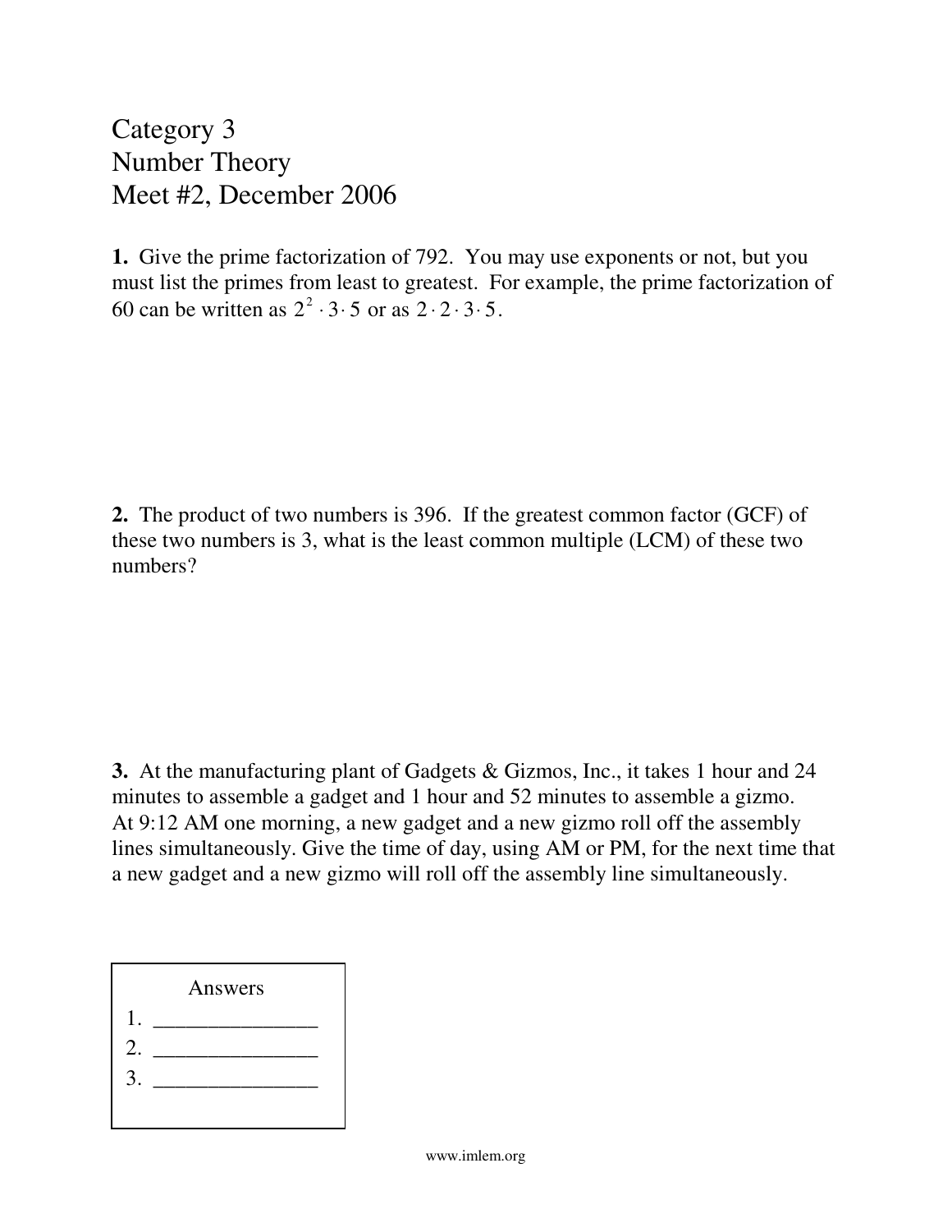# Category 3
# Number Theory
# Meet #2, December 2006

**1.** Give the prime factorization of 792. You may use exponents or not, but you must list the primes from least to greatest. For example, the prime factorization of 60 can be written as $2^2 \cdot 3 \cdot 5$ or as $2 \cdot 2 \cdot 3 \cdot 5$.

**2.** The product of two numbers is 396. If the greatest common factor (GCF) of these two numbers is 3, what is the least common multiple (LCM) of these two numbers?

**3.** At the manufacturing plant of Gadgets & Gizmos, Inc., it takes 1 hour and 24 minutes to assemble a gadget and 1 hour and 52 minutes to assemble a gizmo. At 9:12 AM one morning, a new gadget and a new gizmo roll off the assembly lines simultaneously. Give the time of day, using AM or PM, for the next time that a new gadget and a new gizmo will roll off the assembly line simultaneously.

| Answers |
|---|
| 1. _______________ |
| 2. _______________ |
| 3. _______________ |

www.imlem.org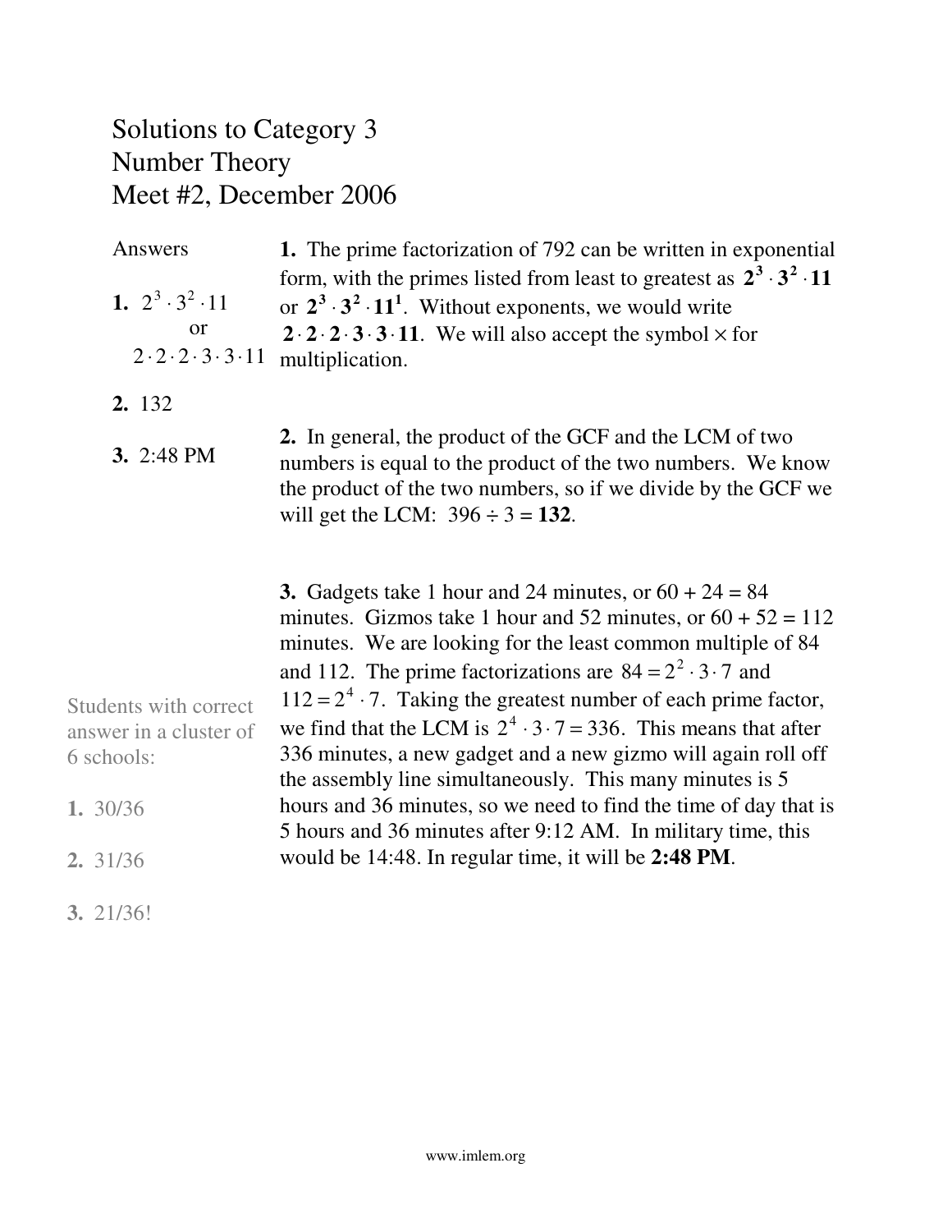# Solutions to Category 3
## Number Theory
## Meet #2, December 2006

**Answers**

**1.** $2^3 \cdot 3^2 \cdot 11$
or
$2 \cdot 2 \cdot 2 \cdot 3 \cdot 3 \cdot 11$

**2.** 132

**3.** 2:48 PM

Students with correct answer in a cluster of 6 schools:

**1.** 30/36

**2.** 31/36

**3.** 21/36!

**1.** The prime factorization of 792 can be written in exponential form, with the primes listed from least to greatest as $\mathbf{2^3 \cdot 3^2 \cdot 11}$ or $\mathbf{2^3 \cdot 3^2 \cdot 11^1}$. Without exponents, we would write $\mathbf{2 \cdot 2 \cdot 2 \cdot 3 \cdot 3 \cdot 11}$. We will also accept the symbol $\times$ for multiplication.

**2.** In general, the product of the GCF and the LCM of two numbers is equal to the product of the two numbers. We know the product of the two numbers, so if we divide by the GCF we will get the LCM: $396 \div 3 =$ **132**.

**3.** Gadgets take 1 hour and 24 minutes, or 60 + 24 = 84 minutes. Gizmos take 1 hour and 52 minutes, or 60 + 52 = 112 minutes. We are looking for the least common multiple of 84 and 112. The prime factorizations are $84 = 2^2 \cdot 3 \cdot 7$ and $112 = 2^4 \cdot 7$. Taking the greatest number of each prime factor, we find that the LCM is $2^4 \cdot 3 \cdot 7 = 336$. This means that after 336 minutes, a new gadget and a new gizmo will again roll off the assembly line simultaneously. This many minutes is 5 hours and 36 minutes, so we need to find the time of day that is 5 hours and 36 minutes after 9:12 AM. In military time, this would be 14:48. In regular time, it will be **2:48 PM**.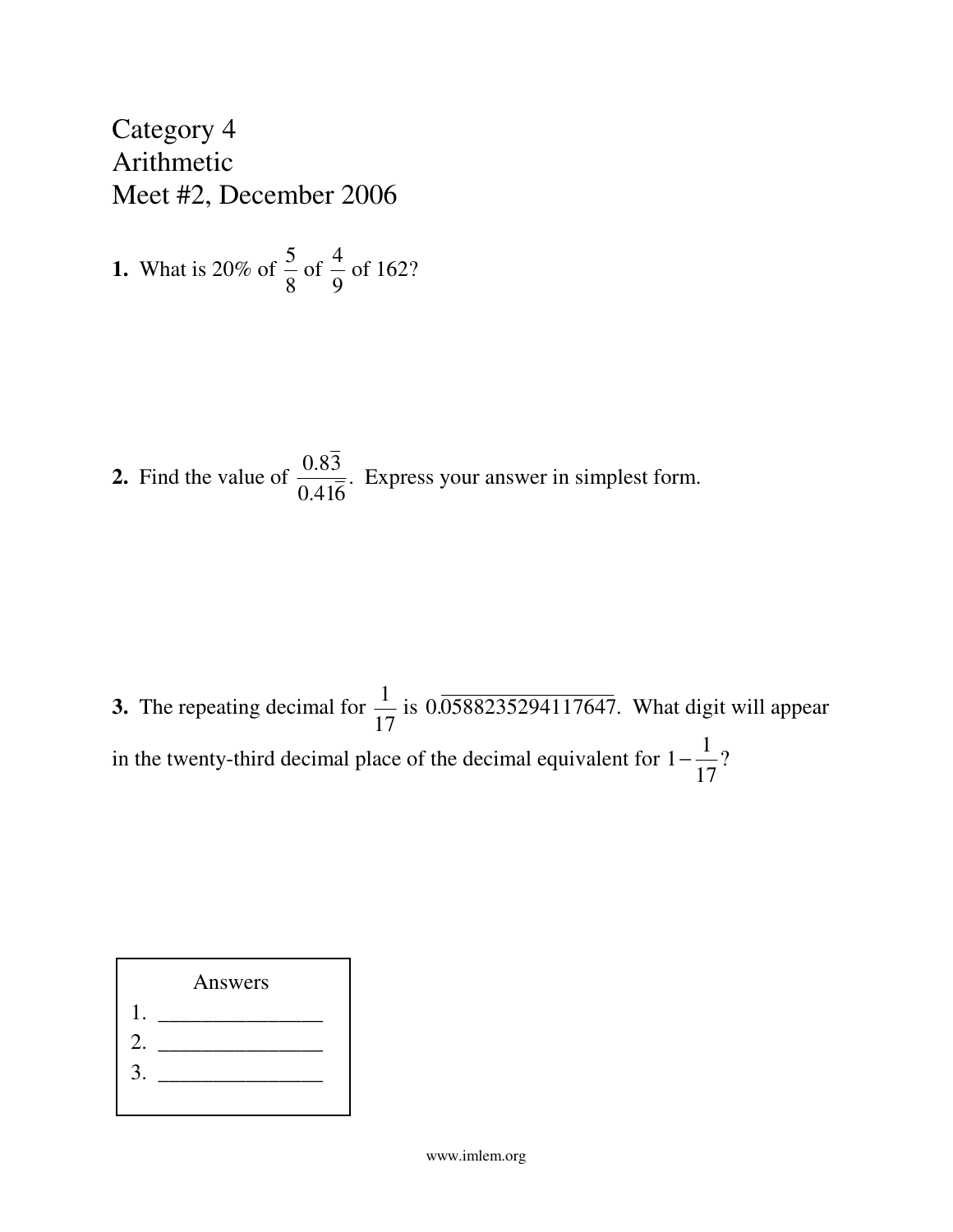Category 4
Arithmetic
Meet #2, December 2006

**1.** What is 20% of $\frac{5}{8}$ of $\frac{4}{9}$ of 162?

**2.** Find the value of $\frac{0.8\overline{3}}{0.41\overline{6}}$. Express your answer in simplest form.

**3.** The repeating decimal for $\frac{1}{17}$ is $0.\overline{0588235294117647}$. What digit will appear in the twenty-third decimal place of the decimal equivalent for $1-\frac{1}{17}$?

| Answers |
| --- |
| 1. _______________ |
| 2. _______________ |
| 3. _______________ |

www.imlem.org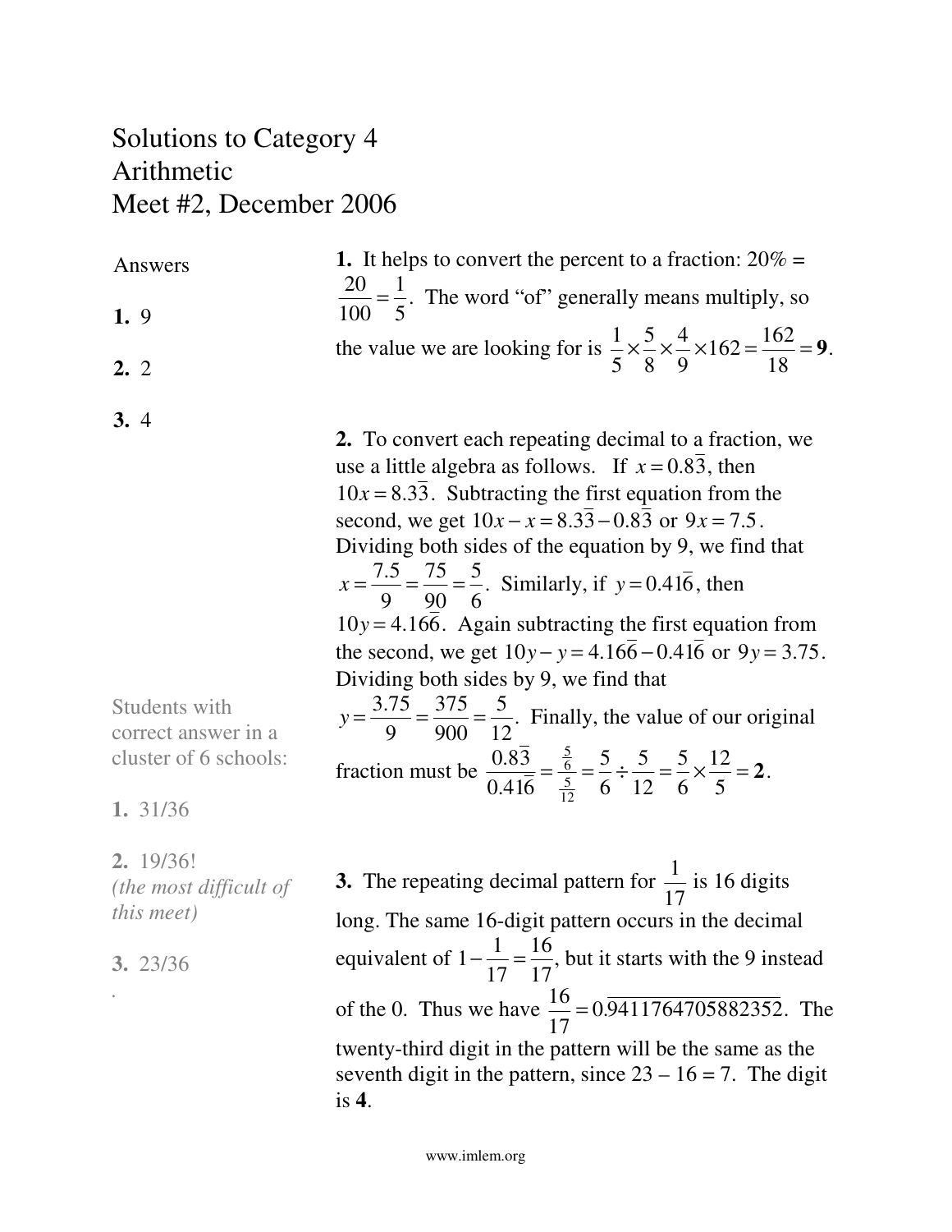# Solutions to Category 4
# Arithmetic
# Meet #2, December 2006

Answers

**1.** 9

**2.** 2

**3.** 4

Students with correct answer in a cluster of 6 schools:

**1.** 31/36

**2.** 19/36! *(the most difficult of this meet)*

**3.** 23/36

**1.** It helps to convert the percent to a fraction: 20% = $\frac{20}{100} = \frac{1}{5}$. The word "of" generally means multiply, so the value we are looking for is $\frac{1}{5} \times \frac{5}{8} \times \frac{4}{9} \times 162 = \frac{162}{18} = \mathbf{9}$.

**2.** To convert each repeating decimal to a fraction, we use a little algebra as follows. If $x = 0.8\overline{3}$, then $10x = 8.3\overline{3}$. Subtracting the first equation from the second, we get $10x - x = 8.3\overline{3} - 0.8\overline{3}$ or $9x = 7.5$. Dividing both sides of the equation by 9, we find that $x = \frac{7.5}{9} = \frac{75}{90} = \frac{5}{6}$. Similarly, if $y = 0.41\overline{6}$, then $10y = 4.16\overline{6}$. Again subtracting the first equation from the second, we get $10y - y = 4.16\overline{6} - 0.41\overline{6}$ or $9y = 3.75$. Dividing both sides by 9, we find that $y = \frac{3.75}{9} = \frac{375}{900} = \frac{5}{12}$. Finally, the value of our original fraction must be $\frac{0.8\overline{3}}{0.41\overline{6}} = \frac{\frac{5}{6}}{\frac{5}{12}} = \frac{5}{6} \div \frac{5}{12} = \frac{5}{6} \times \frac{12}{5} = \mathbf{2}$.

**3.** The repeating decimal pattern for $\frac{1}{17}$ is 16 digits long. The same 16-digit pattern occurs in the decimal equivalent of $1 - \frac{1}{17} = \frac{16}{17}$, but it starts with the 9 instead of the 0. Thus we have $\frac{16}{17} = 0.\overline{9411764705882352}$. The twenty-third digit in the pattern will be the same as the seventh digit in the pattern, since 23 – 16 = 7. The digit is **4**.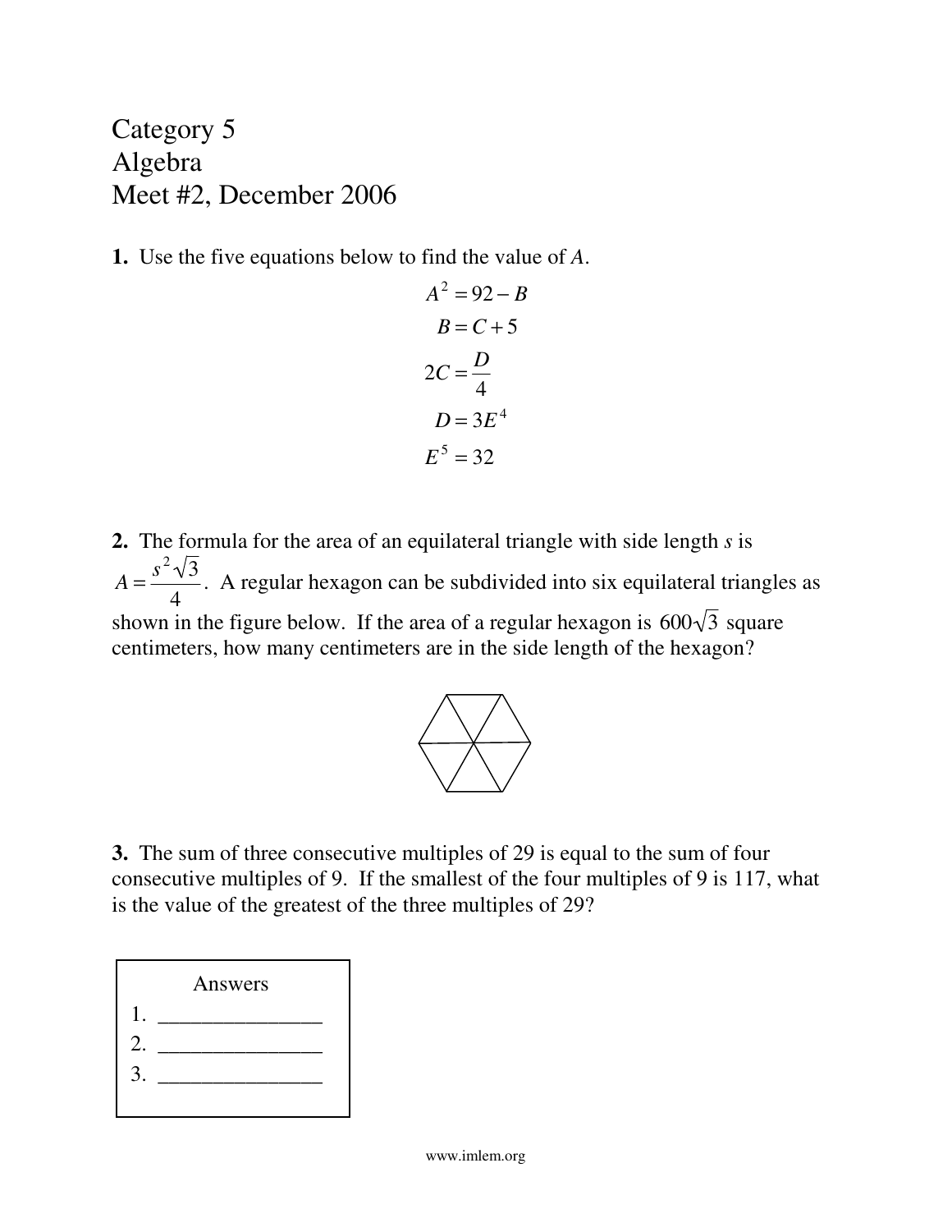Category 5
Algebra
Meet #2, December 2006

**1.** Use the five equations below to find the value of $A$.

$$A^2 = 92 - B$$
$$B = C + 5$$
$$2C = \frac{D}{4}$$
$$D = 3E^4$$
$$E^5 = 32$$

**2.** The formula for the area of an equilateral triangle with side length $s$ is $A = \frac{s^2\sqrt{3}}{4}$. A regular hexagon can be subdivided into six equilateral triangles as shown in the figure below. If the area of a regular hexagon is $600\sqrt{3}$ square centimeters, how many centimeters are in the side length of the hexagon?

**3.** The sum of three consecutive multiples of 29 is equal to the sum of four consecutive multiples of 9. If the smallest of the four multiples of 9 is 117, what is the value of the greatest of the three multiples of 29?

Answers
1. _______________
2. _______________
3. _______________

www.imlem.org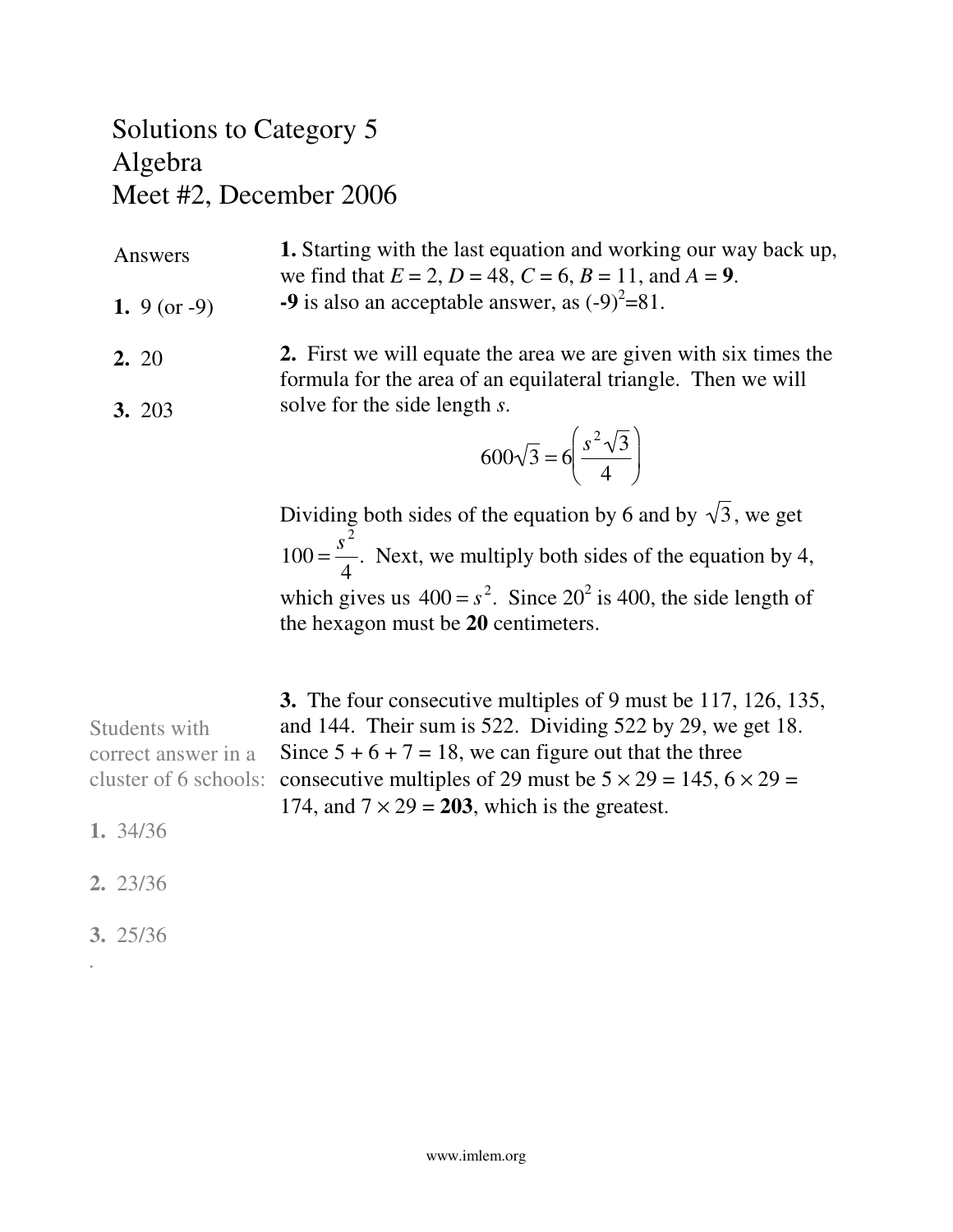# Solutions to Category 5
# Algebra
# Meet #2, December 2006

Answers

**1.** 9 (or -9)

**2.** 20

**3.** 203

**1.** Starting with the last equation and working our way back up, we find that $E = 2$, $D = 48$, $C = 6$, $B = 11$, and $A =$ **9**.
**-9** is also an acceptable answer, as $(-9)^2=81$.

**2.** First we will equate the area we are given with six times the formula for the area of an equilateral triangle. Then we will solve for the side length $s$.

$$600\sqrt{3} = 6\left(\frac{s^2\sqrt{3}}{4}\right)$$

Dividing both sides of the equation by 6 and by $\sqrt{3}$, we get $100 = \frac{s^2}{4}$. Next, we multiply both sides of the equation by 4, which gives us $400 = s^2$. Since $20^2$ is 400, the side length of the hexagon must be **20** centimeters.

**3.** The four consecutive multiples of 9 must be 117, 126, 135, and 144. Their sum is 522. Dividing 522 by 29, we get 18. Since $5 + 6 + 7 = 18$, we can figure out that the three consecutive multiples of 29 must be $5 \times 29 = 145$, $6 \times 29 = 174$, and $7 \times 29 =$ **203**, which is the greatest.

Students with correct answer in a cluster of 6 schools:

**1.** 34/36

**2.** 23/36

**3.** 25/36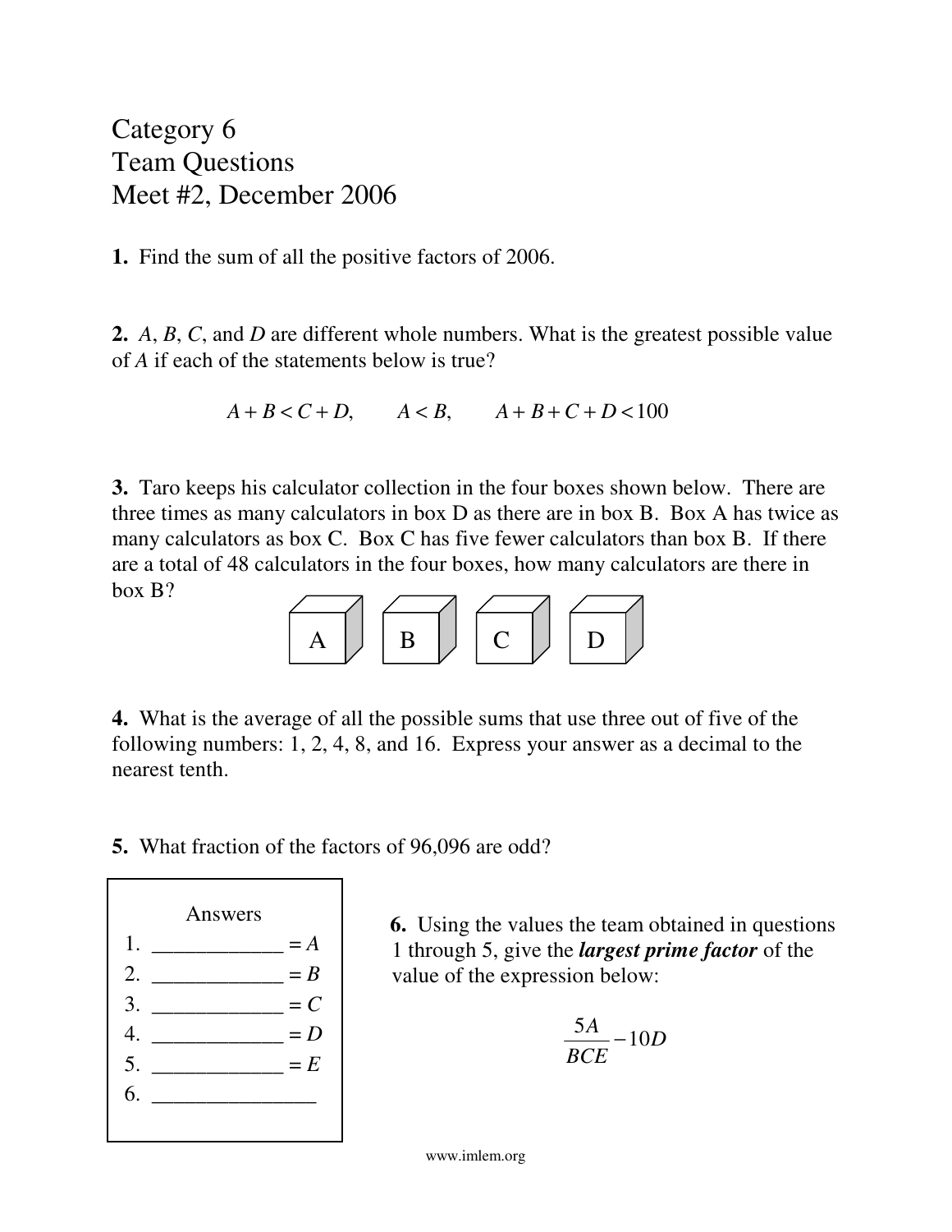# Category 6
## Team Questions
## Meet #2, December 2006

**1.** Find the sum of all the positive factors of 2006.

**2.** $A$, $B$, $C$, and $D$ are different whole numbers. What is the greatest possible value of $A$ if each of the statements below is true?

$$A + B < C + D, \qquad A < B, \qquad A + B + C + D < 100$$

**3.** Taro keeps his calculator collection in the four boxes shown below. There are three times as many calculators in box D as there are in box B. Box A has twice as many calculators as box C. Box C has five fewer calculators than box B. If there are a total of 48 calculators in the four boxes, how many calculators are there in box B?

A B C D

**4.** What is the average of all the possible sums that use three out of five of the following numbers: 1, 2, 4, 8, and 16. Express your answer as a decimal to the nearest tenth.

**5.** What fraction of the factors of 96,096 are odd?

Answers

1. ____________ = $A$
2. ____________ = $B$
3. ____________ = $C$
4. ____________ = $D$
5. ____________ = $E$
6. _______________

**6.** Using the values the team obtained in questions 1 through 5, give the ***largest prime factor*** of the value of the expression below:

$$\frac{5A}{BCE} - 10D$$

www.imlem.org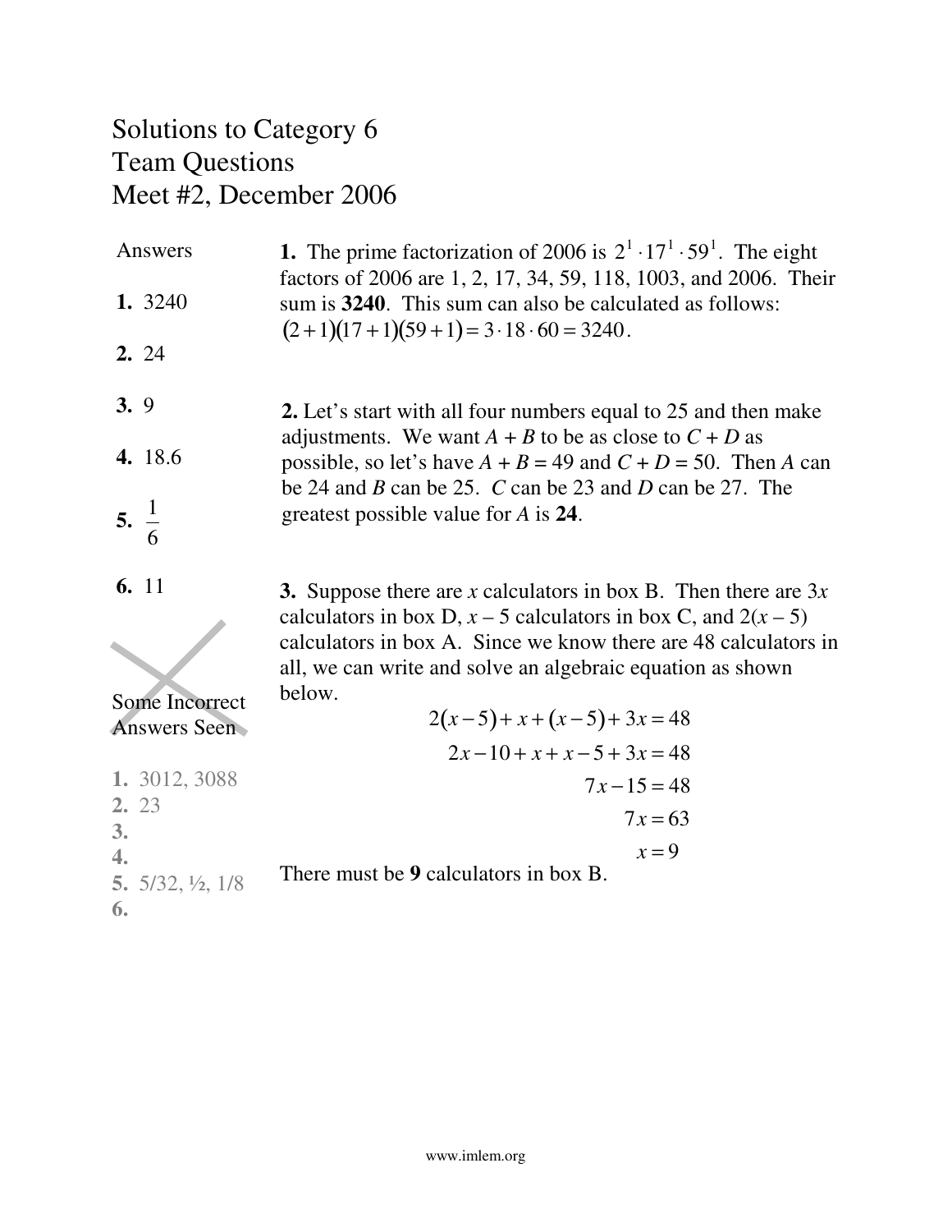# Solutions to Category 6
## Team Questions
## Meet #2, December 2006

**Answers**

**1.** 3240

**2.** 24

**3.** 9

**4.** 18.6

**5.** $\frac{1}{6}$

**6.** 11

**Some Incorrect Answers Seen**

**1.** 3012, 3088
**2.** 23
**3.**
**4.**
**5.** 5/32, ½, 1/8
**6.**

**1.** The prime factorization of 2006 is $2^1 \cdot 17^1 \cdot 59^1$. The eight factors of 2006 are 1, 2, 17, 34, 59, 118, 1003, and 2006. Their sum is **3240**. This sum can also be calculated as follows: $(2+1)(17+1)(59+1) = 3 \cdot 18 \cdot 60 = 3240$.

**2.** Let's start with all four numbers equal to 25 and then make adjustments. We want $A + B$ to be as close to $C + D$ as possible, so let's have $A + B = 49$ and $C + D = 50$. Then $A$ can be 24 and $B$ can be 25. $C$ can be 23 and $D$ can be 27. The greatest possible value for $A$ is **24**.

**3.** Suppose there are $x$ calculators in box B. Then there are $3x$ calculators in box D, $x - 5$ calculators in box C, and $2(x - 5)$ calculators in box A. Since we know there are 48 calculators in all, we can write and solve an algebraic equation as shown below.

$$2(x-5) + x + (x-5) + 3x = 48$$
$$2x - 10 + x + x - 5 + 3x = 48$$
$$7x - 15 = 48$$
$$7x = 63$$
$$x = 9$$

There must be **9** calculators in box B.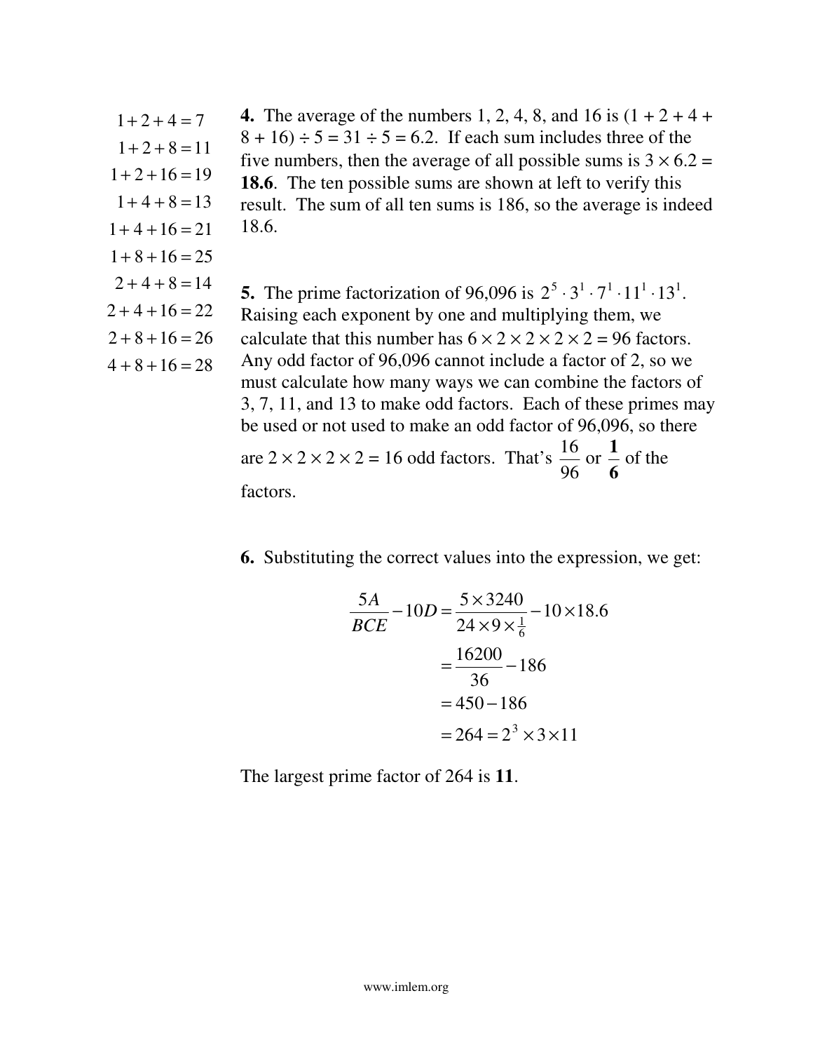$$1+2+4=7$$
$$1+2+8=11$$
$$1+2+16=19$$
$$1+4+8=13$$
$$1+4+16=21$$
$$1+8+16=25$$
$$2+4+8=14$$
$$2+4+16=22$$
$$2+8+16=26$$
$$4+8+16=28$$

**4.** The average of the numbers 1, 2, 4, 8, and 16 is (1 + 2 + 4 + 8 + 16) ÷ 5 = 31 ÷ 5 = 6.2. If each sum includes three of the five numbers, then the average of all possible sums is 3 × 6.2 = **18.6**. The ten possible sums are shown at left to verify this result. The sum of all ten sums is 186, so the average is indeed 18.6.

**5.** The prime factorization of 96,096 is $2^5 \cdot 3^1 \cdot 7^1 \cdot 11^1 \cdot 13^1$. Raising each exponent by one and multiplying them, we calculate that this number has 6 × 2 × 2 × 2 × 2 = 96 factors. Any odd factor of 96,096 cannot include a factor of 2, so we must calculate how many ways we can combine the factors of 3, 7, 11, and 13 to make odd factors. Each of these primes may be used or not used to make an odd factor of 96,096, so there are 2 × 2 × 2 × 2 = 16 odd factors. That's $\frac{16}{96}$ or $\mathbf{\frac{1}{6}}$ of the factors.

**6.** Substituting the correct values into the expression, we get:

$$\begin{aligned}\frac{5A}{BCE} - 10D &= \frac{5 \times 3240}{24 \times 9 \times \frac{1}{6}} - 10 \times 18.6 \\ &= \frac{16200}{36} - 186 \\ &= 450 - 186 \\ &= 264 = 2^3 \times 3 \times 11\end{aligned}$$

The largest prime factor of 264 is **11**.